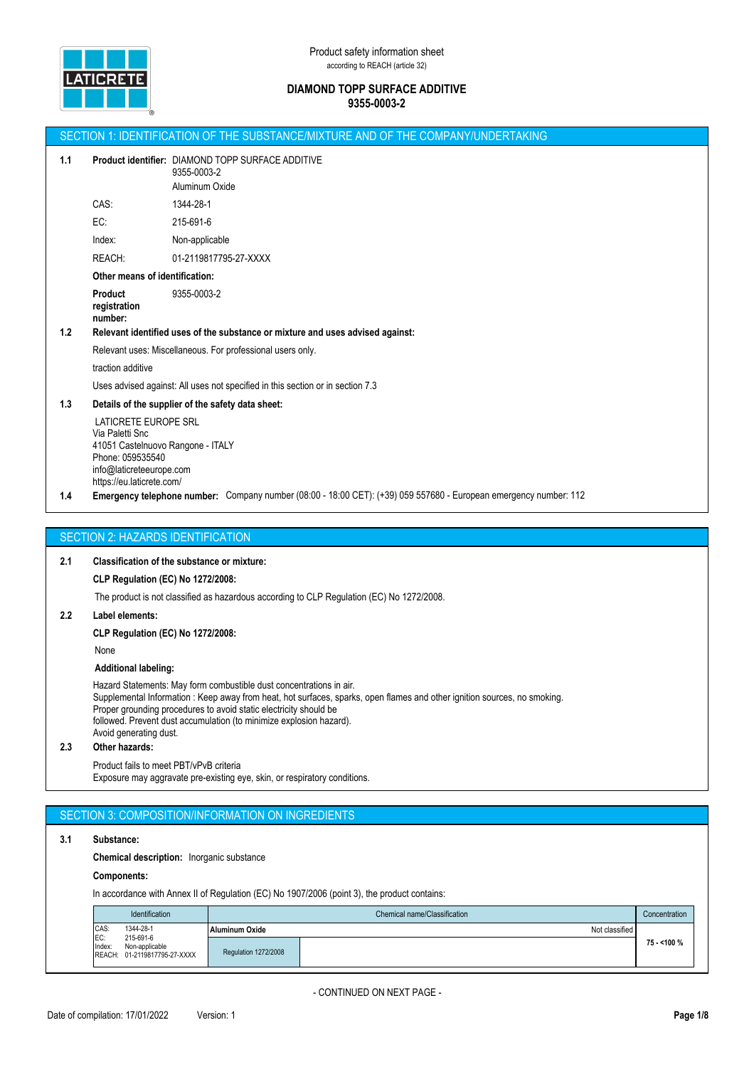Product safety information sheet
according to REACH (article 32)

**DIAMOND TOPP SURFACE ADDITIVE**
**9355-0003-2**

## SECTION 1: IDENTIFICATION OF THE SUBSTANCE/MIXTURE AND OF THE COMPANY/UNDERTAKING

**1.1 Product identifier:** DIAMOND TOPP SURFACE ADDITIVE
9355-0003-2
Aluminum Oxide

CAS: 1344-28-1

EC: 215-691-6

Index: Non-applicable

REACH: 01-2119817795-27-XXXX

**Other means of identification:**

**Product registration number:** 9355-0003-2

**1.2 Relevant identified uses of the substance or mixture and uses advised against:**

Relevant uses: Miscellaneous. For professional users only.

traction additive

Uses advised against: All uses not specified in this section or in section 7.3

**1.3 Details of the supplier of the safety data sheet:**

LATICRETE EUROPE SRL
Via Paletti Snc
41051 Castelnuovo Rangone - ITALY
Phone: 059535540
info@laticreteeurope.com
https://eu.laticrete.com/

**1.4 Emergency telephone number:** Company number (08:00 - 18:00 CET): (+39) 059 557680 - European emergency number: 112

## SECTION 2: HAZARDS IDENTIFICATION

**2.1 Classification of the substance or mixture:**

**CLP Regulation (EC) No 1272/2008:**

The product is not classified as hazardous according to CLP Regulation (EC) No 1272/2008.

**2.2 Label elements:**

**CLP Regulation (EC) No 1272/2008:**

None

**Additional labeling:**

Hazard Statements: May form combustible dust concentrations in air.
Supplemental Information : Keep away from heat, hot surfaces, sparks, open flames and other ignition sources, no smoking.
Proper grounding procedures to avoid static electricity should be
followed. Prevent dust accumulation (to minimize explosion hazard).
Avoid generating dust.

**2.3 Other hazards:**

Product fails to meet PBT/vPvB criteria
Exposure may aggravate pre-existing eye, skin, or respiratory conditions.

## SECTION 3: COMPOSITION/INFORMATION ON INGREDIENTS

**3.1 Substance:**

**Chemical description:** Inorganic substance

**Components:**

In accordance with Annex II of Regulation (EC) No 1907/2006 (point 3), the product contains:

| Identification | Chemical name/Classification | | Concentration |
|---|---|---|---|
| CAS: 1344-28-1<br>EC: 215-691-6<br>Index: Non-applicable<br>REACH: 01-2119817795-27-XXXX | **Aluminum Oxide** | Not classified | 75 - <100 % |
| | Regulation 1272/2008 | | |

- CONTINUED ON NEXT PAGE -

Date of compilation: 17/01/2022 Version: 1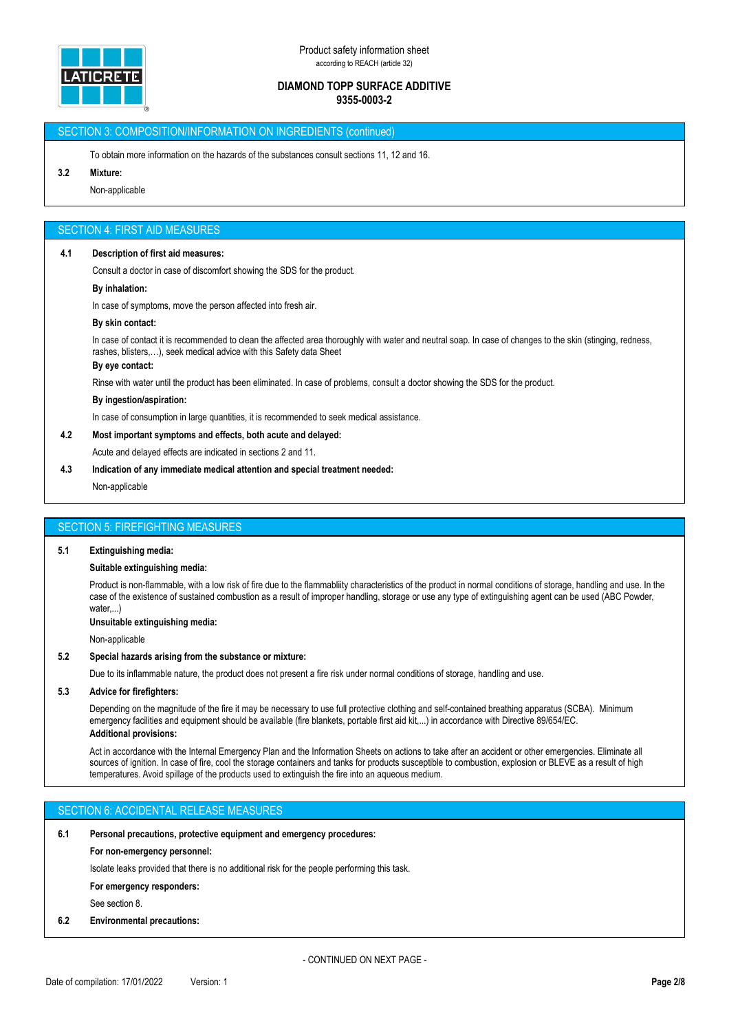## SECTION 3: COMPOSITION/INFORMATION ON INGREDIENTS (continued)

To obtain more information on the hazards of the substances consult sections 11, 12 and 16.

**3.2 Mixture:**

Non-applicable

## SECTION 4: FIRST AID MEASURES

**4.1 Description of first aid measures:**

Consult a doctor in case of discomfort showing the SDS for the product.

**By inhalation:**

In case of symptoms, move the person affected into fresh air.

**By skin contact:**

In case of contact it is recommended to clean the affected area thoroughly with water and neutral soap. In case of changes to the skin (stinging, redness, rashes, blisters,…), seek medical advice with this Safety data Sheet

**By eye contact:**

Rinse with water until the product has been eliminated. In case of problems, consult a doctor showing the SDS for the product.

**By ingestion/aspiration:**

In case of consumption in large quantities, it is recommended to seek medical assistance.

**4.2 Most important symptoms and effects, both acute and delayed:**

Acute and delayed effects are indicated in sections 2 and 11.

**4.3 Indication of any immediate medical attention and special treatment needed:**

Non-applicable

## SECTION 5: FIREFIGHTING MEASURES

**5.1 Extinguishing media:**

**Suitable extinguishing media:**

Product is non-flammable, with a low risk of fire due to the flammabliity characteristics of the product in normal conditions of storage, handling and use. In the case of the existence of sustained combustion as a result of improper handling, storage or use any type of extinguishing agent can be used (ABC Powder, water,...)

**Unsuitable extinguishing media:**

Non-applicable

**5.2 Special hazards arising from the substance or mixture:**

Due to its inflammable nature, the product does not present a fire risk under normal conditions of storage, handling and use.

**5.3 Advice for firefighters:**

Depending on the magnitude of the fire it may be necessary to use full protective clothing and self-contained breathing apparatus (SCBA). Minimum emergency facilities and equipment should be available (fire blankets, portable first aid kit,...) in accordance with Directive 89/654/EC.

**Additional provisions:**

Act in accordance with the Internal Emergency Plan and the Information Sheets on actions to take after an accident or other emergencies. Eliminate all sources of ignition. In case of fire, cool the storage containers and tanks for products susceptible to combustion, explosion or BLEVE as a result of high temperatures. Avoid spillage of the products used to extinguish the fire into an aqueous medium.

## SECTION 6: ACCIDENTAL RELEASE MEASURES

**6.1 Personal precautions, protective equipment and emergency procedures:**

**For non-emergency personnel:**

Isolate leaks provided that there is no additional risk for the people performing this task.

**For emergency responders:**

See section 8.

**6.2 Environmental precautions:**

- CONTINUED ON NEXT PAGE -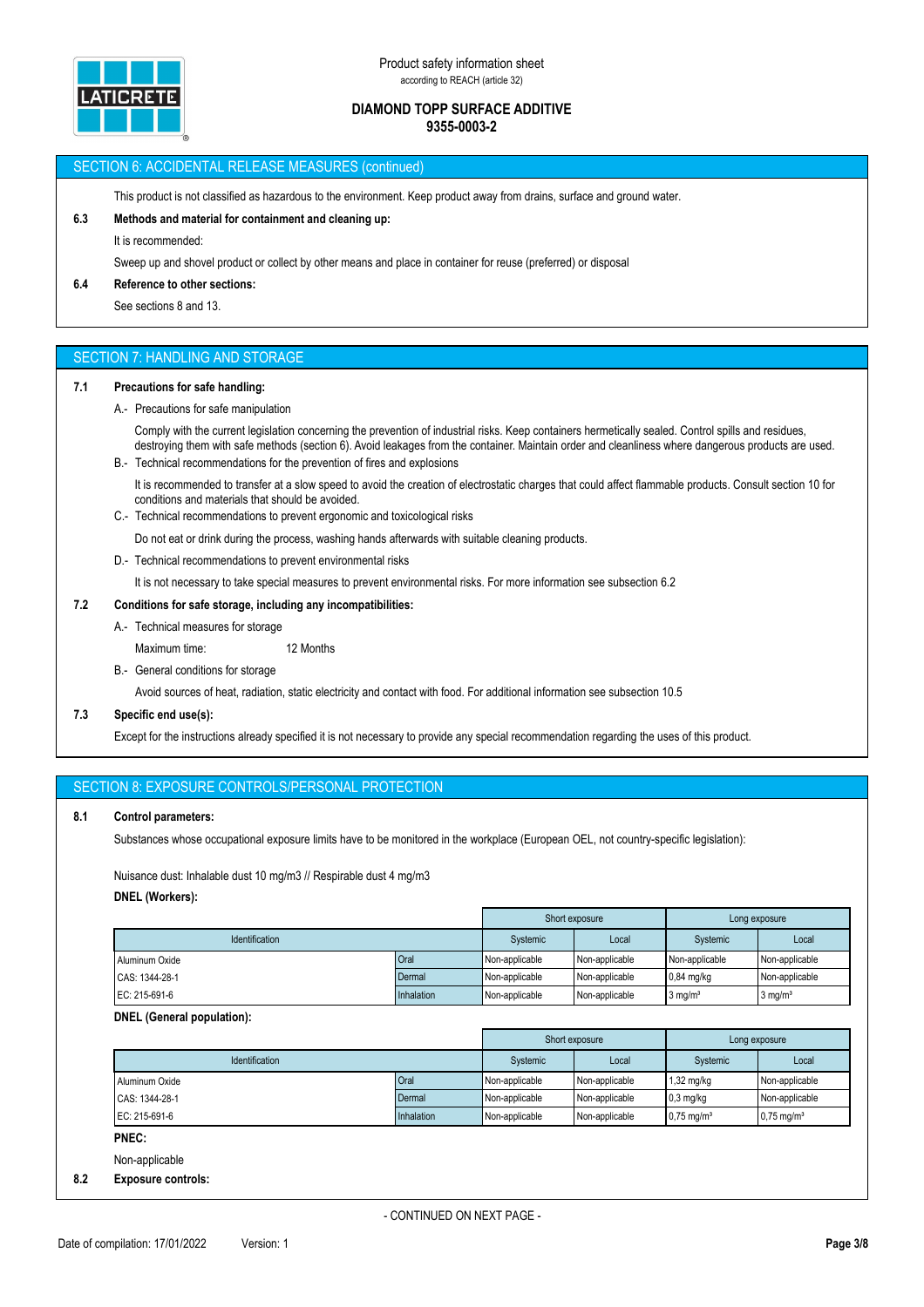## SECTION 6: ACCIDENTAL RELEASE MEASURES (continued)

This product is not classified as hazardous to the environment. Keep product away from drains, surface and ground water.

**6.3 Methods and material for containment and cleaning up:**

It is recommended:

Sweep up and shovel product or collect by other means and place in container for reuse (preferred) or disposal

**6.4 Reference to other sections:**

See sections 8 and 13.

## SECTION 7: HANDLING AND STORAGE

**7.1 Precautions for safe handling:**

A.- Precautions for safe manipulation

Comply with the current legislation concerning the prevention of industrial risks. Keep containers hermetically sealed. Control spills and residues, destroying them with safe methods (section 6). Avoid leakages from the container. Maintain order and cleanliness where dangerous products are used.

B.- Technical recommendations for the prevention of fires and explosions

It is recommended to transfer at a slow speed to avoid the creation of electrostatic charges that could affect flammable products. Consult section 10 for conditions and materials that should be avoided.

C.- Technical recommendations to prevent ergonomic and toxicological risks

Do not eat or drink during the process, washing hands afterwards with suitable cleaning products.

D.- Technical recommendations to prevent environmental risks

It is not necessary to take special measures to prevent environmental risks. For more information see subsection 6.2

**7.2 Conditions for safe storage, including any incompatibilities:**

A.- Technical measures for storage

Maximum time: 12 Months

B.- General conditions for storage

Avoid sources of heat, radiation, static electricity and contact with food. For additional information see subsection 10.5

**7.3 Specific end use(s):**

Except for the instructions already specified it is not necessary to provide any special recommendation regarding the uses of this product.

## SECTION 8: EXPOSURE CONTROLS/PERSONAL PROTECTION

**8.1 Control parameters:**

Substances whose occupational exposure limits have to be monitored in the workplace (European OEL, not country-specific legislation):

Nuisance dust: Inhalable dust 10 mg/m3 // Respirable dust 4 mg/m3

**DNEL (Workers):**

| | | Short exposure | | Long exposure | |
|---|---|---|---|---|---|
| Identification | | Systemic | Local | Systemic | Local |
| Aluminum Oxide | Oral | Non-applicable | Non-applicable | Non-applicable | Non-applicable |
| CAS: 1344-28-1 | Dermal | Non-applicable | Non-applicable | 0,84 mg/kg | Non-applicable |
| EC: 215-691-6 | Inhalation | Non-applicable | Non-applicable | 3 mg/m³ | 3 mg/m³ |

**DNEL (General population):**

| | | Short exposure | | Long exposure | |
|---|---|---|---|---|---|
| Identification | | Systemic | Local | Systemic | Local |
| Aluminum Oxide | Oral | Non-applicable | Non-applicable | 1,32 mg/kg | Non-applicable |
| CAS: 1344-28-1 | Dermal | Non-applicable | Non-applicable | 0,3 mg/kg | Non-applicable |
| EC: 215-691-6 | Inhalation | Non-applicable | Non-applicable | 0,75 mg/m³ | 0,75 mg/m³ |

**PNEC:**

Non-applicable

**8.2 Exposure controls:**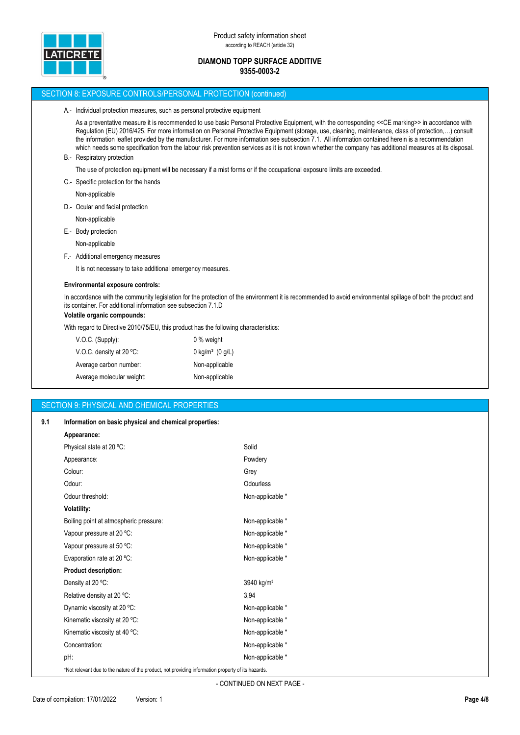## SECTION 8: EXPOSURE CONTROLS/PERSONAL PROTECTION (continued)

A.- Individual protection measures, such as personal protective equipment

As a preventative measure it is recommended to use basic Personal Protective Equipment, with the corresponding <<CE marking>> in accordance with Regulation (EU) 2016/425. For more information on Personal Protective Equipment (storage, use, cleaning, maintenance, class of protection,…) consult the information leaflet provided by the manufacturer. For more information see subsection 7.1. All information contained herein is a recommendation which needs some specification from the labour risk prevention services as it is not known whether the company has additional measures at its disposal.

B.- Respiratory protection

The use of protection equipment will be necessary if a mist forms or if the occupational exposure limits are exceeded.

C.- Specific protection for the hands

Non-applicable

D.- Ocular and facial protection

Non-applicable

E.- Body protection

Non-applicable

F.- Additional emergency measures

It is not necessary to take additional emergency measures.

**Environmental exposure controls:**

In accordance with the community legislation for the protection of the environment it is recommended to avoid environmental spillage of both the product and its container. For additional information see subsection 7.1.D

**Volatile organic compounds:**

With regard to Directive 2010/75/EU, this product has the following characteristics:

| | |
|---|---|
| V.O.C. (Supply): | 0 % weight |
| V.O.C. density at 20 ºC: | 0 kg/m³ (0 g/L) |
| Average carbon number: | Non-applicable |
| Average molecular weight: | Non-applicable |

## SECTION 9: PHYSICAL AND CHEMICAL PROPERTIES

**9.1 Information on basic physical and chemical properties:**

**Appearance:**

| | |
|---|---|
| Physical state at 20 ºC: | Solid |
| Appearance: | Powdery |
| Colour: | Grey |
| Odour: | Odourless |
| Odour threshold: | Non-applicable * |

**Volatility:**

| | |
|---|---|
| Boiling point at atmospheric pressure: | Non-applicable * |
| Vapour pressure at 20 ºC: | Non-applicable * |
| Vapour pressure at 50 ºC: | Non-applicable * |
| Evaporation rate at 20 ºC: | Non-applicable * |

**Product description:**

| | |
|---|---|
| Density at 20 ºC: | 3940 kg/m³ |
| Relative density at 20 ºC: | 3,94 |
| Dynamic viscosity at 20 ºC: | Non-applicable * |
| Kinematic viscosity at 20 ºC: | Non-applicable * |
| Kinematic viscosity at 40 ºC: | Non-applicable * |
| Concentration: | Non-applicable * |
| pH: | Non-applicable * |

*Not relevant due to the nature of the product, not providing information property of its hazards.

- CONTINUED ON NEXT PAGE -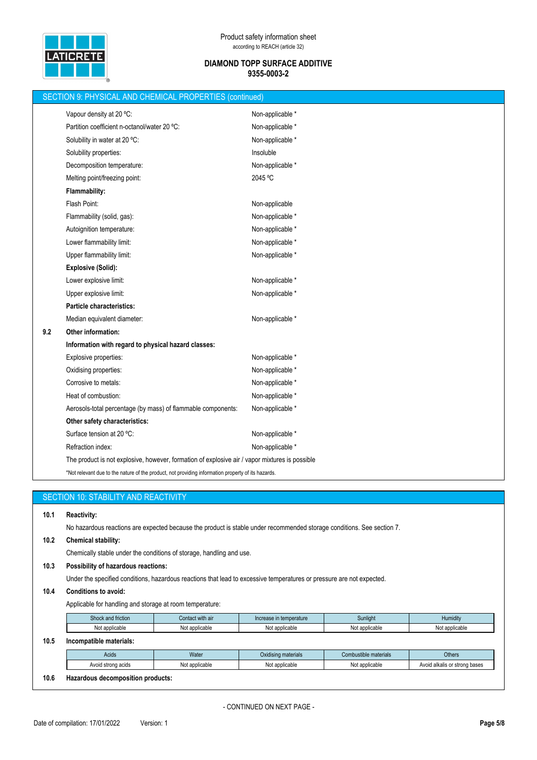## SECTION 9: PHYSICAL AND CHEMICAL PROPERTIES (continued)

| | |
|---|---|
| Vapour density at 20 ºC: | Non-applicable * |
| Partition coefficient n-octanol/water 20 ºC: | Non-applicable * |
| Solubility in water at 20 ºC: | Non-applicable * |
| Solubility properties: | Insoluble |
| Decomposition temperature: | Non-applicable * |
| Melting point/freezing point: | 2045 ºC |

**Flammability:**

| | |
|---|---|
| Flash Point: | Non-applicable |
| Flammability (solid, gas): | Non-applicable * |
| Autoignition temperature: | Non-applicable * |
| Lower flammability limit: | Non-applicable * |
| Upper flammability limit: | Non-applicable * |

**Explosive (Solid):**

| | |
|---|---|
| Lower explosive limit: | Non-applicable * |
| Upper explosive limit: | Non-applicable * |

**Particle characteristics:**

| | |
|---|---|
| Median equivalent diameter: | Non-applicable * |

**9.2 Other information:**

**Information with regard to physical hazard classes:**

| | |
|---|---|
| Explosive properties: | Non-applicable * |
| Oxidising properties: | Non-applicable * |
| Corrosive to metals: | Non-applicable * |
| Heat of combustion: | Non-applicable * |
| Aerosols-total percentage (by mass) of flammable components: | Non-applicable * |

**Other safety characteristics:**

| | |
|---|---|
| Surface tension at 20 ºC: | Non-applicable * |
| Refraction index: | Non-applicable * |

The product is not explosive, however, formation of explosive air / vapor mixtures is possible

*Not relevant due to the nature of the product, not providing information property of its hazards.

## SECTION 10: STABILITY AND REACTIVITY

**10.1 Reactivity:**

No hazardous reactions are expected because the product is stable under recommended storage conditions. See section 7.

**10.2 Chemical stability:**

Chemically stable under the conditions of storage, handling and use.

**10.3 Possibility of hazardous reactions:**

Under the specified conditions, hazardous reactions that lead to excessive temperatures or pressure are not expected.

**10.4 Conditions to avoid:**

Applicable for handling and storage at room temperature:

| Shock and friction | Contact with air | Increase in temperature | Sunlight | Humidity |
|---|---|---|---|---|
| Not applicable | Not applicable | Not applicable | Not applicable | Not applicable |

**10.5 Incompatible materials:**

| Acids | Water | Oxidising materials | Combustible materials | Others |
|---|---|---|---|---|
| Avoid strong acids | Not applicable | Not applicable | Not applicable | Avoid alkalis or strong bases |

**10.6 Hazardous decomposition products:**

- CONTINUED ON NEXT PAGE -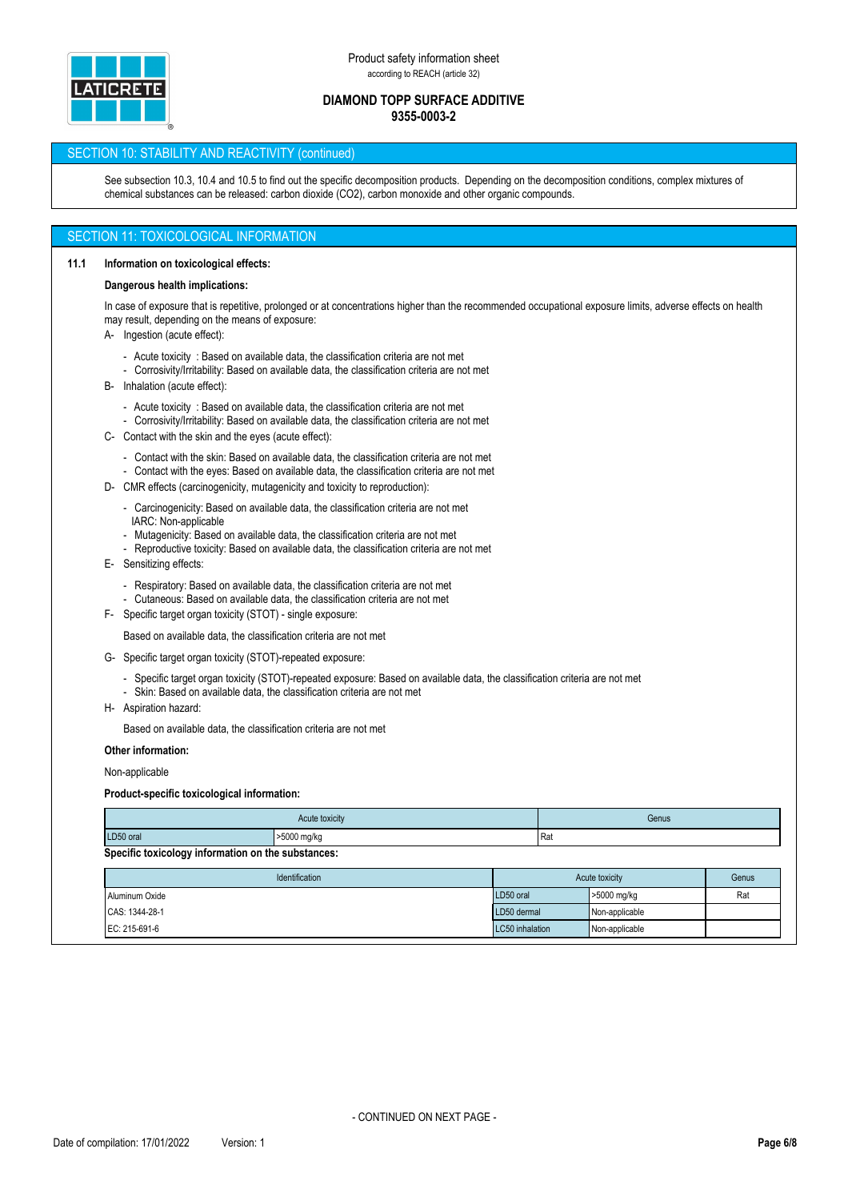## SECTION 10: STABILITY AND REACTIVITY (continued)

See subsection 10.3, 10.4 and 10.5 to find out the specific decomposition products. Depending on the decomposition conditions, complex mixtures of chemical substances can be released: carbon dioxide ($CO_2$), carbon monoxide and other organic compounds.

## SECTION 11: TOXICOLOGICAL INFORMATION

**11.1 Information on toxicological effects:**

**Dangerous health implications:**

In case of exposure that is repetitive, prolonged or at concentrations higher than the recommended occupational exposure limits, adverse effects on health may result, depending on the means of exposure:

A- Ingestion (acute effect):

- Acute toxicity : Based on available data, the classification criteria are not met
- Corrosivity/Irritability: Based on available data, the classification criteria are not met

B- Inhalation (acute effect):

- Acute toxicity : Based on available data, the classification criteria are not met
- Corrosivity/Irritability: Based on available data, the classification criteria are not met

C- Contact with the skin and the eyes (acute effect):

- Contact with the skin: Based on available data, the classification criteria are not met
- Contact with the eyes: Based on available data, the classification criteria are not met

D- CMR effects (carcinogenicity, mutagenicity and toxicity to reproduction):

- Carcinogenicity: Based on available data, the classification criteria are not met
  IARC: Non-applicable
- Mutagenicity: Based on available data, the classification criteria are not met
- Reproductive toxicity: Based on available data, the classification criteria are not met

E- Sensitizing effects:

- Respiratory: Based on available data, the classification criteria are not met
- Cutaneous: Based on available data, the classification criteria are not met

F- Specific target organ toxicity (STOT) - single exposure:

Based on available data, the classification criteria are not met

G- Specific target organ toxicity (STOT)-repeated exposure:

- Specific target organ toxicity (STOT)-repeated exposure: Based on available data, the classification criteria are not met
- Skin: Based on available data, the classification criteria are not met

H- Aspiration hazard:

Based on available data, the classification criteria are not met

**Other information:**

Non-applicable

**Product-specific toxicological information:**

| Acute toxicity | | Genus |
|---|---|---|
| LD50 oral | >5000 mg/kg | Rat |

**Specific toxicology information on the substances:**

| Identification | Acute toxicity | | Genus |
|---|---|---|---|
| Aluminum Oxide | LD50 oral | >5000 mg/kg | Rat |
| CAS: 1344-28-1 | LD50 dermal | Non-applicable | |
| EC: 215-691-6 | LC50 inhalation | Non-applicable | |

- CONTINUED ON NEXT PAGE -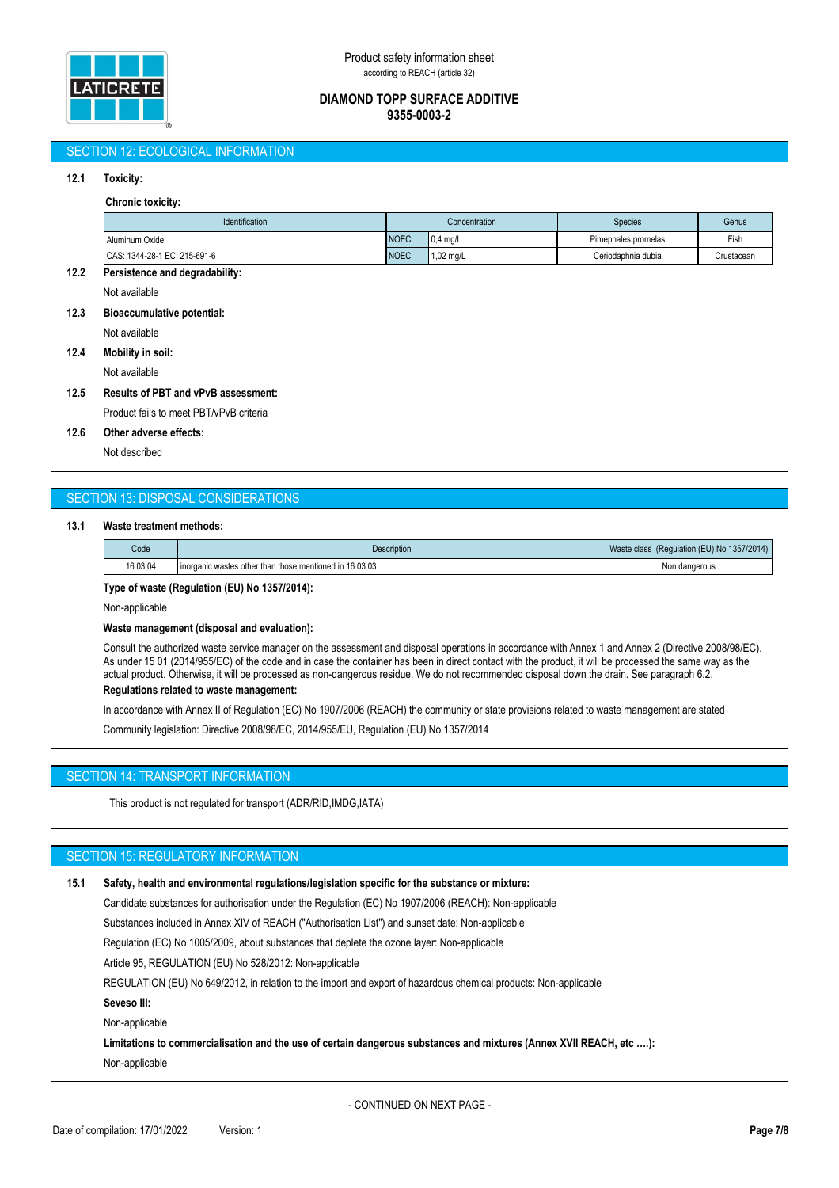## SECTION 12: ECOLOGICAL INFORMATION

**12.1 Toxicity:**

**Chronic toxicity:**

| Identification | Concentration | | Species | Genus |
|---|---|---|---|---|
| Aluminum Oxide | NOEC | 0,4 mg/L | Pimephales promelas | Fish |
| CAS: 1344-28-1 EC: 215-691-6 | NOEC | 1,02 mg/L | Ceriodaphnia dubia | Crustacean |

**12.2 Persistence and degradability:**

Not available

**12.3 Bioaccumulative potential:**

Not available

**12.4 Mobility in soil:**

Not available

**12.5 Results of PBT and vPvB assessment:**

Product fails to meet PBT/vPvB criteria

**12.6 Other adverse effects:**

Not described

## SECTION 13: DISPOSAL CONSIDERATIONS

**13.1 Waste treatment methods:**

| Code | Description | Waste class (Regulation (EU) No 1357/2014) |
|---|---|---|
| 16 03 04 | inorganic wastes other than those mentioned in 16 03 03 | Non dangerous |

**Type of waste (Regulation (EU) No 1357/2014):**

Non-applicable

**Waste management (disposal and evaluation):**

Consult the authorized waste service manager on the assessment and disposal operations in accordance with Annex 1 and Annex 2 (Directive 2008/98/EC). As under 15 01 (2014/955/EC) of the code and in case the container has been in direct contact with the product, it will be processed the same way as the actual product. Otherwise, it will be processed as non-dangerous residue. We do not recommended disposal down the drain. See paragraph 6.2.

**Regulations related to waste management:**

In accordance with Annex II of Regulation (EC) No 1907/2006 (REACH) the community or state provisions related to waste management are stated

Community legislation: Directive 2008/98/EC, 2014/955/EU, Regulation (EU) No 1357/2014

## SECTION 14: TRANSPORT INFORMATION

This product is not regulated for transport (ADR/RID,IMDG,IATA)

## SECTION 15: REGULATORY INFORMATION

**15.1 Safety, health and environmental regulations/legislation specific for the substance or mixture:**

Candidate substances for authorisation under the Regulation (EC) No 1907/2006 (REACH): Non-applicable

Substances included in Annex XIV of REACH ("Authorisation List") and sunset date: Non-applicable

Regulation (EC) No 1005/2009, about substances that deplete the ozone layer: Non-applicable

Article 95, REGULATION (EU) No 528/2012: Non-applicable

REGULATION (EU) No 649/2012, in relation to the import and export of hazardous chemical products: Non-applicable

**Seveso III:**

Non-applicable

**Limitations to commercialisation and the use of certain dangerous substances and mixtures (Annex XVII REACH, etc ….):**

Non-applicable

- CONTINUED ON NEXT PAGE -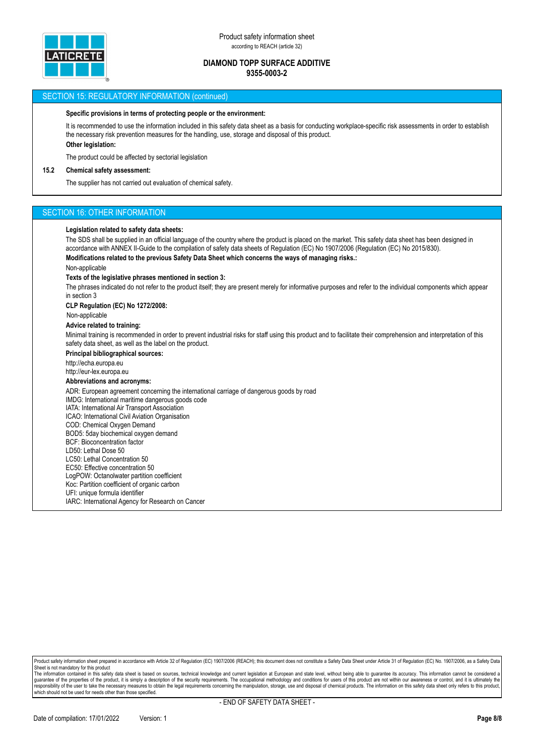## SECTION 15: REGULATORY INFORMATION (continued)

**Specific provisions in terms of protecting people or the environment:**

It is recommended to use the information included in this safety data sheet as a basis for conducting workplace-specific risk assessments in order to establish the necessary risk prevention measures for the handling, use, storage and disposal of this product.

**Other legislation:**

The product could be affected by sectorial legislation

### 15.2 Chemical safety assessment:

The supplier has not carried out evaluation of chemical safety.

## SECTION 16: OTHER INFORMATION

**Legislation related to safety data sheets:**

The SDS shall be supplied in an official language of the country where the product is placed on the market. This safety data sheet has been designed in accordance with ANNEX II-Guide to the compilation of safety data sheets of Regulation (EC) No 1907/2006 (Regulation (EC) No 2015/830).

**Modifications related to the previous Safety Data Sheet which concerns the ways of managing risks.:**

Non-applicable

**Texts of the legislative phrases mentioned in section 3:**

The phrases indicated do not refer to the product itself; they are present merely for informative purposes and refer to the individual components which appear in section 3

**CLP Regulation (EC) No 1272/2008:**

Non-applicable

**Advice related to training:**

Minimal training is recommended in order to prevent industrial risks for staff using this product and to facilitate their comprehension and interpretation of this safety data sheet, as well as the label on the product.

**Principal bibliographical sources:**

http://echa.europa.eu
http://eur-lex.europa.eu

**Abbreviations and acronyms:**

ADR: European agreement concerning the international carriage of dangerous goods by road
IMDG: International maritime dangerous goods code
IATA: International Air Transport Association
ICAO: International Civil Aviation Organisation
COD: Chemical Oxygen Demand
BOD5: 5day biochemical oxygen demand
BCF: Bioconcentration factor
LD50: Lethal Dose 50
LC50: Lethal Concentration 50
EC50: Effective concentration 50
LogPOW: Octanolwater partition coefficient
Koc: Partition coefficient of organic carbon
UFI: unique formula identifier
IARC: International Agency for Research on Cancer

Product safety information sheet prepared in accordance with Article 32 of Regulation (EC) 1907/2006 (REACH); this document does not constitute a Safety Data Sheet under Article 31 of Regulation (EC) No. 1907/2006, as a Safety Data Sheet is not mandatory for this product

The information contained in this safety data sheet is based on sources, technical knowledge and current legislation at European and state level, without being able to guarantee its accuracy. This information cannot be considered a guarantee of the properties of the product, it is simply a description of the security requirements. The occupational methodology and conditions for users of this product are not within our awareness or control, and it is ultimately the responsibility of the user to take the necessary measures to obtain the legal requirements concerning the manipulation, storage, use and disposal of chemical products. The information on this safety data sheet only refers to this product, which should not be used for needs other than those specified.

- END OF SAFETY DATA SHEET -